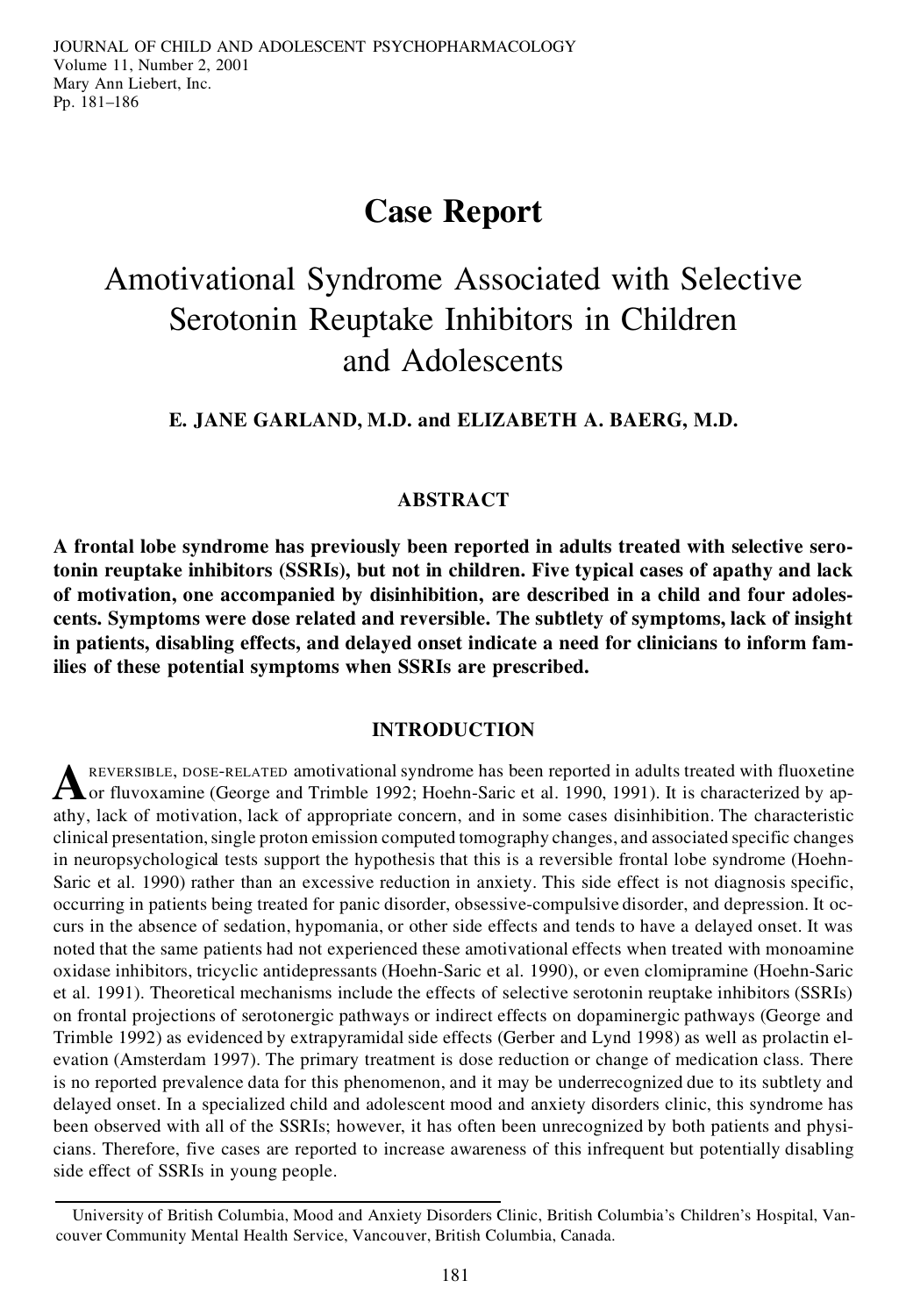# Case Report

## Amotivational Syndrome Associated with Selective Serotonin Reuptake Inhibitors in Children and Adolescents

**E. JANE GARLAND, M.D. and ELIZABETH A. BAERG, M.D.**

### ABSTRACT

**A frontal lobe syndrome has previously been reported in adults treated with selective serotonin reuptake inhibitors (SSRIs), but not in children. Five typical cases of apathy and lack of motivation, one accompanied by disinhibition, are described in a child and four adolescents. Symptoms were dose related and reversible. The subtlety of symptoms, lack of insight in patients, disabling effects, and delayed onset indicate a need for clinicians to inform families of these potential symptoms when SSRIs are prescribed.**

### INTRODUCTION

A REVERSIBLE, DOSE-RELATED amotivational syndrome has been reported in adults treated with fluoxetine or fluvoxamine (George and Trimble 1992; Hoehn-Saric et al. 1990, 1991). It is characterized by apathy, lack of motivation, lack of appropriate concern, and in some cases disinhibition. The characteristic clinical presentation, single proton emission computed tomography changes, and associated specific changes in neuropsychological tests support the hypothesis that this is a reversible frontal lobe syndrome (Hoehn-Saric et al. 1990) rather than an excessive reduction in anxiety. This side effect is not diagnosis specific, occurring in patients being treated for panic disorder, obsessive-compulsive disorder, and depression. It occurs in the absence of sedation, hypomania, or other side effects and tends to have a delayed onset. It was noted that the same patients had not experienced these amotivational effects when treated with monoamine oxidase inhibitors, tricyclic antidepressants (Hoehn-Saric et al. 1990), or even clomipramine (Hoehn-Saric et al. 1991). Theoretical mechanisms include the effects of selective serotonin reuptake inhibitors (SSRIs) on frontal projections of serotonergic pathways or indirect effects on dopaminergic pathways (George and Trimble 1992) as evidenced by extrapyramidal side effects (Gerber and Lynd 1998) as well as prolactin elevation (Amsterdam 1997). The primary treatment is dose reduction or change of medication class. There is no reported prevalence data for this phenomenon, and it may be underrecognized due to its subtlety and delayed onset. In a specialized child and adolescent mood and anxiety disorders clinic, this syndrome has been observed with all of the SSRIs; however, it has often been unrecognized by both patients and physicians. Therefore, five cases are reported to increase awareness of this infrequent but potentially disabling side effect of SSRIs in young people.

---

University of British Columbia, Mood and Anxiety Disorders Clinic, British Columbia's Children's Hospital, Vancouver Community Mental Health Service, Vancouver, British Columbia, Canada.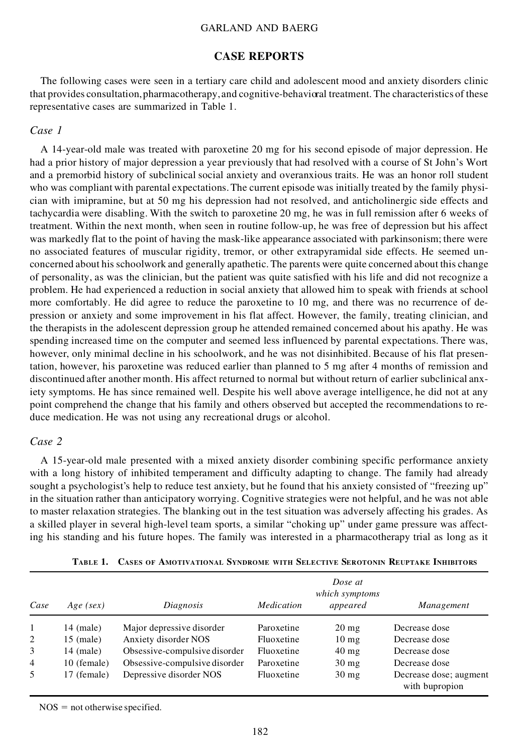## CASE REPORTS

The following cases were seen in a tertiary care child and adolescent mood and anxiety disorders clinic that provides consultation, pharmacotherapy, and cognitive-behavioral treatment. The characteristics of these representative cases are summarized in Table 1.

### *Case 1*

A 14-year-old male was treated with paroxetine 20 mg for his second episode of major depression. He had a prior history of major depression a year previously that had resolved with a course of St John's Wort and a premorbid history of subclinical social anxiety and overanxious traits. He was an honor roll student who was compliant with parental expectations. The current episode was initially treated by the family physician with imipramine, but at 50 mg his depression had not resolved, and anticholinergic side effects and tachycardia were disabling. With the switch to paroxetine 20 mg, he was in full remission after 6 weeks of treatment. Within the next month, when seen in routine follow-up, he was free of depression but his affect was markedly flat to the point of having the mask-like appearance associated with parkinsonism; there were no associated features of muscular rigidity, tremor, or other extrapyramidal side effects. He seemed unconcerned about his schoolwork and generally apathetic. The parents were quite concerned about this change of personality, as was the clinician, but the patient was quite satisfied with his life and did not recognize a problem. He had experienced a reduction in social anxiety that allowed him to speak with friends at school more comfortably. He did agree to reduce the paroxetine to 10 mg, and there was no recurrence of depression or anxiety and some improvement in his flat affect. However, the family, treating clinician, and the therapists in the adolescent depression group he attended remained concerned about his apathy. He was spending increased time on the computer and seemed less influenced by parental expectations. There was, however, only minimal decline in his schoolwork, and he was not disinhibited. Because of his flat presentation, however, his paroxetine was reduced earlier than planned to 5 mg after 4 months of remission and discontinued after another month. His affect returned to normal but without return of earlier subclinical anxiety symptoms. He has since remained well. Despite his well above average intelligence, he did not at any point comprehend the change that his family and others observed but accepted the recommendations to reduce medication. He was not using any recreational drugs or alcohol.

### *Case 2*

A 15-year-old male presented with a mixed anxiety disorder combining specific performance anxiety with a long history of inhibited temperament and difficulty adapting to change. The family had already sought a psychologist's help to reduce test anxiety, but he found that his anxiety consisted of "freezing up" in the situation rather than anticipatory worrying. Cognitive strategies were not helpful, and he was not able to master relaxation strategies. The blanking out in the test situation was adversely affecting his grades. As a skilled player in several high-level team sports, a similar "choking up" under game pressure was affecting his standing and his future hopes. The family was interested in a pharmacotherapy trial as long as it

**TABLE 1. CASES OF AMOTIVATIONAL SYNDROME WITH SELECTIVE SEROTONIN REUPTAKE INHIBITORS**

| *Case* | *Age (sex)* | *Diagnosis* | *Medication* | *Dose at which symptoms appeared* | *Management* |
|---|---|---|---|---|---|
| 1 | 14 (male) | Major depressive disorder | Paroxetine | 20 mg | Decrease dose |
| 2 | 15 (male) | Anxiety disorder NOS | Fluoxetine | 10 mg | Decrease dose |
| 3 | 14 (male) | Obsessive-compulsive disorder | Fluoxetine | 40 mg | Decrease dose |
| 4 | 10 (female) | Obsessive-compulsive disorder | Paroxetine | 30 mg | Decrease dose |
| 5 | 17 (female) | Depressive disorder NOS | Fluoxetine | 30 mg | Decrease dose; augment with bupropion |

NOS = not otherwise specified.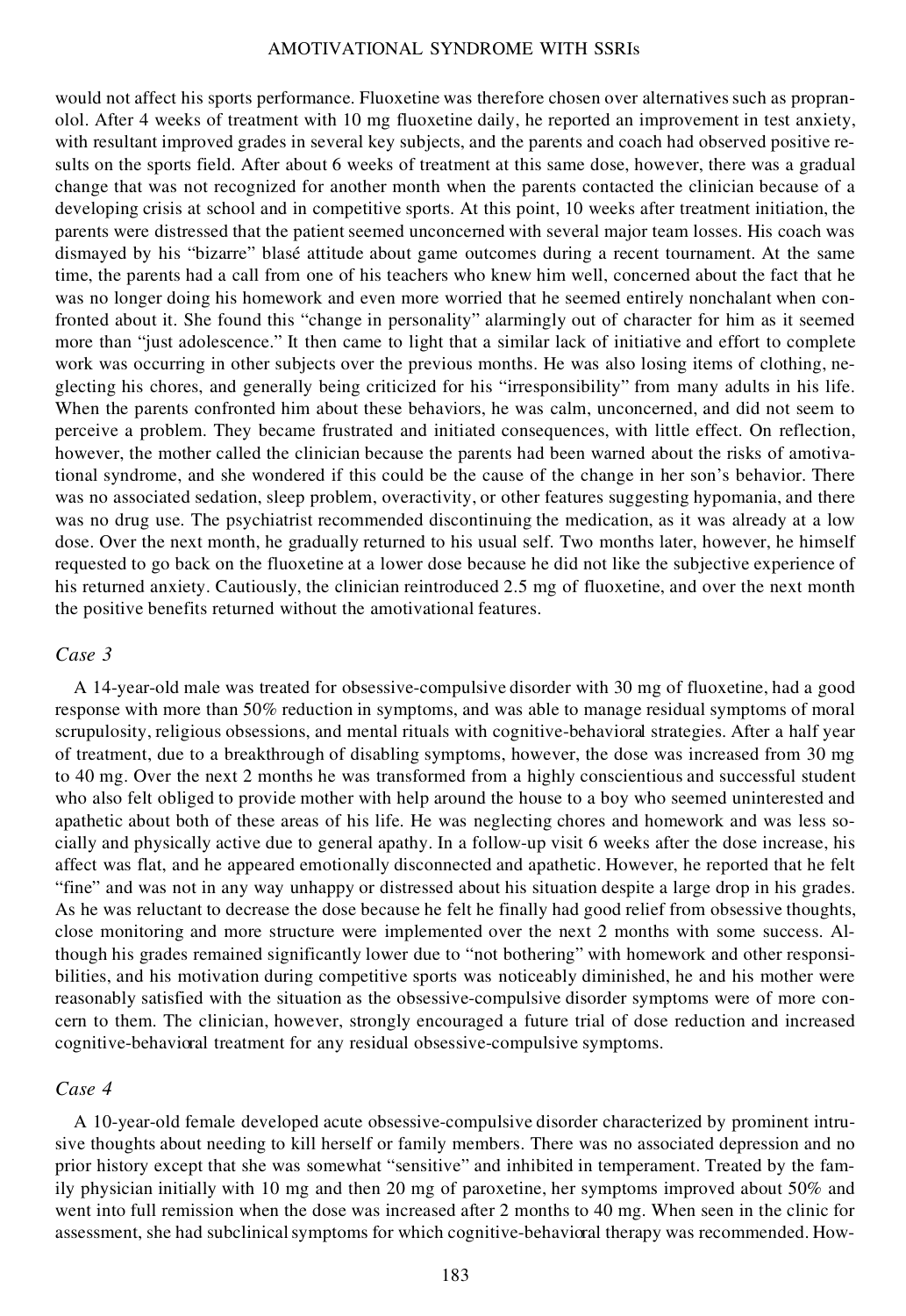would not affect his sports performance. Fluoxetine was therefore chosen over alternatives such as propranolol. After 4 weeks of treatment with 10 mg fluoxetine daily, he reported an improvement in test anxiety, with resultant improved grades in several key subjects, and the parents and coach had observed positive results on the sports field. After about 6 weeks of treatment at this same dose, however, there was a gradual change that was not recognized for another month when the parents contacted the clinician because of a developing crisis at school and in competitive sports. At this point, 10 weeks after treatment initiation, the parents were distressed that the patient seemed unconcerned with several major team losses. His coach was dismayed by his "bizarre" blasé attitude about game outcomes during a recent tournament. At the same time, the parents had a call from one of his teachers who knew him well, concerned about the fact that he was no longer doing his homework and even more worried that he seemed entirely nonchalant when confronted about it. She found this "change in personality" alarmingly out of character for him as it seemed more than "just adolescence." It then came to light that a similar lack of initiative and effort to complete work was occurring in other subjects over the previous months. He was also losing items of clothing, neglecting his chores, and generally being criticized for his "irresponsibility" from many adults in his life. When the parents confronted him about these behaviors, he was calm, unconcerned, and did not seem to perceive a problem. They became frustrated and initiated consequences, with little effect. On reflection, however, the mother called the clinician because the parents had been warned about the risks of amotivational syndrome, and she wondered if this could be the cause of the change in her son's behavior. There was no associated sedation, sleep problem, overactivity, or other features suggesting hypomania, and there was no drug use. The psychiatrist recommended discontinuing the medication, as it was already at a low dose. Over the next month, he gradually returned to his usual self. Two months later, however, he himself requested to go back on the fluoxetine at a lower dose because he did not like the subjective experience of his returned anxiety. Cautiously, the clinician reintroduced 2.5 mg of fluoxetine, and over the next month the positive benefits returned without the amotivational features.

### *Case 3*

A 14-year-old male was treated for obsessive-compulsive disorder with 30 mg of fluoxetine, had a good response with more than 50% reduction in symptoms, and was able to manage residual symptoms of moral scrupulosity, religious obsessions, and mental rituals with cognitive-behavioral strategies. After a half year of treatment, due to a breakthrough of disabling symptoms, however, the dose was increased from 30 mg to 40 mg. Over the next 2 months he was transformed from a highly conscientious and successful student who also felt obliged to provide mother with help around the house to a boy who seemed uninterested and apathetic about both of these areas of his life. He was neglecting chores and homework and was less socially and physically active due to general apathy. In a follow-up visit 6 weeks after the dose increase, his affect was flat, and he appeared emotionally disconnected and apathetic. However, he reported that he felt "fine" and was not in any way unhappy or distressed about his situation despite a large drop in his grades. As he was reluctant to decrease the dose because he felt he finally had good relief from obsessive thoughts, close monitoring and more structure were implemented over the next 2 months with some success. Although his grades remained significantly lower due to "not bothering" with homework and other responsibilities, and his motivation during competitive sports was noticeably diminished, he and his mother were reasonably satisfied with the situation as the obsessive-compulsive disorder symptoms were of more concern to them. The clinician, however, strongly encouraged a future trial of dose reduction and increased cognitive-behavioral treatment for any residual obsessive-compulsive symptoms.

### *Case 4*

A 10-year-old female developed acute obsessive-compulsive disorder characterized by prominent intrusive thoughts about needing to kill herself or family members. There was no associated depression and no prior history except that she was somewhat "sensitive" and inhibited in temperament. Treated by the family physician initially with 10 mg and then 20 mg of paroxetine, her symptoms improved about 50% and went into full remission when the dose was increased after 2 months to 40 mg. When seen in the clinic for assessment, she had subclinical symptoms for which cognitive-behavioral therapy was recommended. How-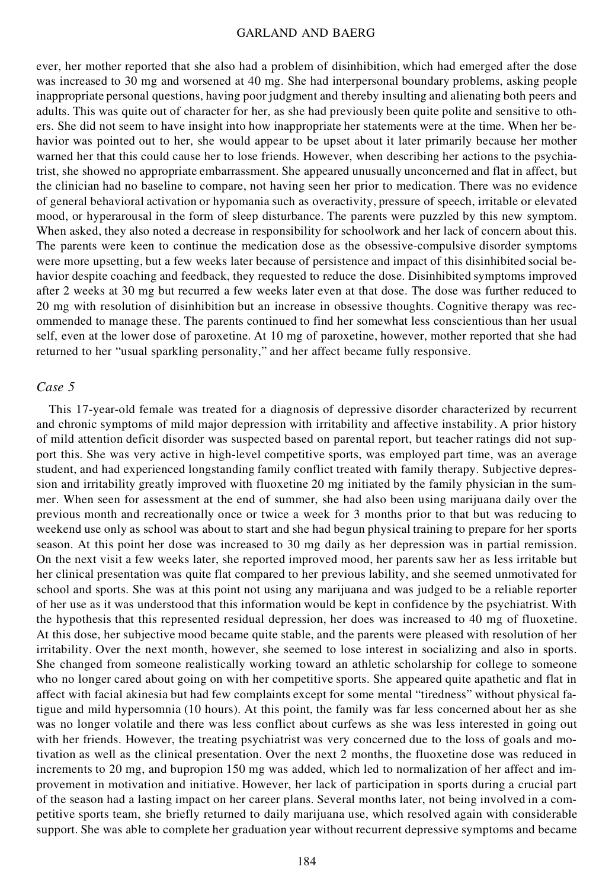ever, her mother reported that she also had a problem of disinhibition, which had emerged after the dose was increased to 30 mg and worsened at 40 mg. She had interpersonal boundary problems, asking people inappropriate personal questions, having poor judgment and thereby insulting and alienating both peers and adults. This was quite out of character for her, as she had previously been quite polite and sensitive to others. She did not seem to have insight into how inappropriate her statements were at the time. When her behavior was pointed out to her, she would appear to be upset about it later primarily because her mother warned her that this could cause her to lose friends. However, when describing her actions to the psychiatrist, she showed no appropriate embarrassment. She appeared unusually unconcerned and flat in affect, but the clinician had no baseline to compare, not having seen her prior to medication. There was no evidence of general behavioral activation or hypomania such as overactivity, pressure of speech, irritable or elevated mood, or hyperarousal in the form of sleep disturbance. The parents were puzzled by this new symptom. When asked, they also noted a decrease in responsibility for schoolwork and her lack of concern about this. The parents were keen to continue the medication dose as the obsessive-compulsive disorder symptoms were more upsetting, but a few weeks later because of persistence and impact of this disinhibited social behavior despite coaching and feedback, they requested to reduce the dose. Disinhibited symptoms improved after 2 weeks at 30 mg but recurred a few weeks later even at that dose. The dose was further reduced to 20 mg with resolution of disinhibition but an increase in obsessive thoughts. Cognitive therapy was recommended to manage these. The parents continued to find her somewhat less conscientious than her usual self, even at the lower dose of paroxetine. At 10 mg of paroxetine, however, mother reported that she had returned to her "usual sparkling personality," and her affect became fully responsive.

### *Case 5*

This 17-year-old female was treated for a diagnosis of depressive disorder characterized by recurrent and chronic symptoms of mild major depression with irritability and affective instability. A prior history of mild attention deficit disorder was suspected based on parental report, but teacher ratings did not support this. She was very active in high-level competitive sports, was employed part time, was an average student, and had experienced longstanding family conflict treated with family therapy. Subjective depression and irritability greatly improved with fluoxetine 20 mg initiated by the family physician in the summer. When seen for assessment at the end of summer, she had also been using marijuana daily over the previous month and recreationally once or twice a week for 3 months prior to that but was reducing to weekend use only as school was about to start and she had begun physical training to prepare for her sports season. At this point her dose was increased to 30 mg daily as her depression was in partial remission. On the next visit a few weeks later, she reported improved mood, her parents saw her as less irritable but her clinical presentation was quite flat compared to her previous lability, and she seemed unmotivated for school and sports. She was at this point not using any marijuana and was judged to be a reliable reporter of her use as it was understood that this information would be kept in confidence by the psychiatrist. With the hypothesis that this represented residual depression, her does was increased to 40 mg of fluoxetine. At this dose, her subjective mood became quite stable, and the parents were pleased with resolution of her irritability. Over the next month, however, she seemed to lose interest in socializing and also in sports. She changed from someone realistically working toward an athletic scholarship for college to someone who no longer cared about going on with her competitive sports. She appeared quite apathetic and flat in affect with facial akinesia but had few complaints except for some mental "tiredness" without physical fatigue and mild hypersomnia (10 hours). At this point, the family was far less concerned about her as she was no longer volatile and there was less conflict about curfews as she was less interested in going out with her friends. However, the treating psychiatrist was very concerned due to the loss of goals and motivation as well as the clinical presentation. Over the next 2 months, the fluoxetine dose was reduced in increments to 20 mg, and bupropion 150 mg was added, which led to normalization of her affect and improvement in motivation and initiative. However, her lack of participation in sports during a crucial part of the season had a lasting impact on her career plans. Several months later, not being involved in a competitive sports team, she briefly returned to daily marijuana use, which resolved again with considerable support. She was able to complete her graduation year without recurrent depressive symptoms and became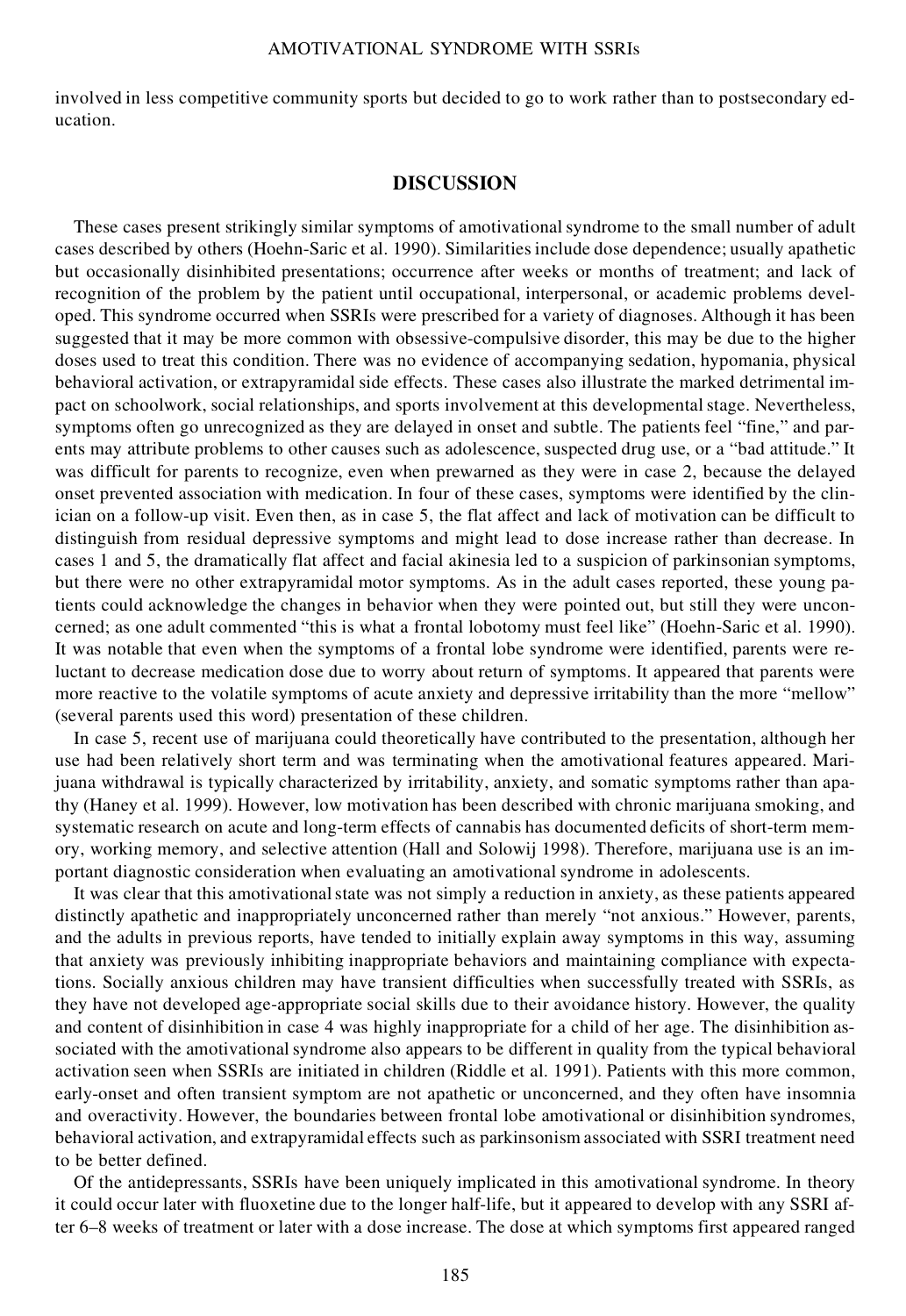involved in less competitive community sports but decided to go to work rather than to postsecondary education.

## DISCUSSION

These cases present strikingly similar symptoms of amotivational syndrome to the small number of adult cases described by others (Hoehn-Saric et al. 1990). Similarities include dose dependence; usually apathetic but occasionally disinhibited presentations; occurrence after weeks or months of treatment; and lack of recognition of the problem by the patient until occupational, interpersonal, or academic problems developed. This syndrome occurred when SSRIs were prescribed for a variety of diagnoses. Although it has been suggested that it may be more common with obsessive-compulsive disorder, this may be due to the higher doses used to treat this condition. There was no evidence of accompanying sedation, hypomania, physical behavioral activation, or extrapyramidal side effects. These cases also illustrate the marked detrimental impact on schoolwork, social relationships, and sports involvement at this developmental stage. Nevertheless, symptoms often go unrecognized as they are delayed in onset and subtle. The patients feel "fine," and parents may attribute problems to other causes such as adolescence, suspected drug use, or a "bad attitude." It was difficult for parents to recognize, even when prewarned as they were in case 2, because the delayed onset prevented association with medication. In four of these cases, symptoms were identified by the clinician on a follow-up visit. Even then, as in case 5, the flat affect and lack of motivation can be difficult to distinguish from residual depressive symptoms and might lead to dose increase rather than decrease. In cases 1 and 5, the dramatically flat affect and facial akinesia led to a suspicion of parkinsonian symptoms, but there were no other extrapyramidal motor symptoms. As in the adult cases reported, these young patients could acknowledge the changes in behavior when they were pointed out, but still they were unconcerned; as one adult commented "this is what a frontal lobotomy must feel like" (Hoehn-Saric et al. 1990). It was notable that even when the symptoms of a frontal lobe syndrome were identified, parents were reluctant to decrease medication dose due to worry about return of symptoms. It appeared that parents were more reactive to the volatile symptoms of acute anxiety and depressive irritability than the more "mellow" (several parents used this word) presentation of these children.

In case 5, recent use of marijuana could theoretically have contributed to the presentation, although her use had been relatively short term and was terminating when the amotivational features appeared. Marijuana withdrawal is typically characterized by irritability, anxiety, and somatic symptoms rather than apathy (Haney et al. 1999). However, low motivation has been described with chronic marijuana smoking, and systematic research on acute and long-term effects of cannabis has documented deficits of short-term memory, working memory, and selective attention (Hall and Solowij 1998). Therefore, marijuana use is an important diagnostic consideration when evaluating an amotivational syndrome in adolescents.

It was clear that this amotivational state was not simply a reduction in anxiety, as these patients appeared distinctly apathetic and inappropriately unconcerned rather than merely "not anxious." However, parents, and the adults in previous reports, have tended to initially explain away symptoms in this way, assuming that anxiety was previously inhibiting inappropriate behaviors and maintaining compliance with expectations. Socially anxious children may have transient difficulties when successfully treated with SSRIs, as they have not developed age-appropriate social skills due to their avoidance history. However, the quality and content of disinhibition in case 4 was highly inappropriate for a child of her age. The disinhibition associated with the amotivational syndrome also appears to be different in quality from the typical behavioral activation seen when SSRIs are initiated in children (Riddle et al. 1991). Patients with this more common, early-onset and often transient symptom are not apathetic or unconcerned, and they often have insomnia and overactivity. However, the boundaries between frontal lobe amotivational or disinhibition syndromes, behavioral activation, and extrapyramidal effects such as parkinsonism associated with SSRI treatment need to be better defined.

Of the antidepressants, SSRIs have been uniquely implicated in this amotivational syndrome. In theory it could occur later with fluoxetine due to the longer half-life, but it appeared to develop with any SSRI after 6–8 weeks of treatment or later with a dose increase. The dose at which symptoms first appeared ranged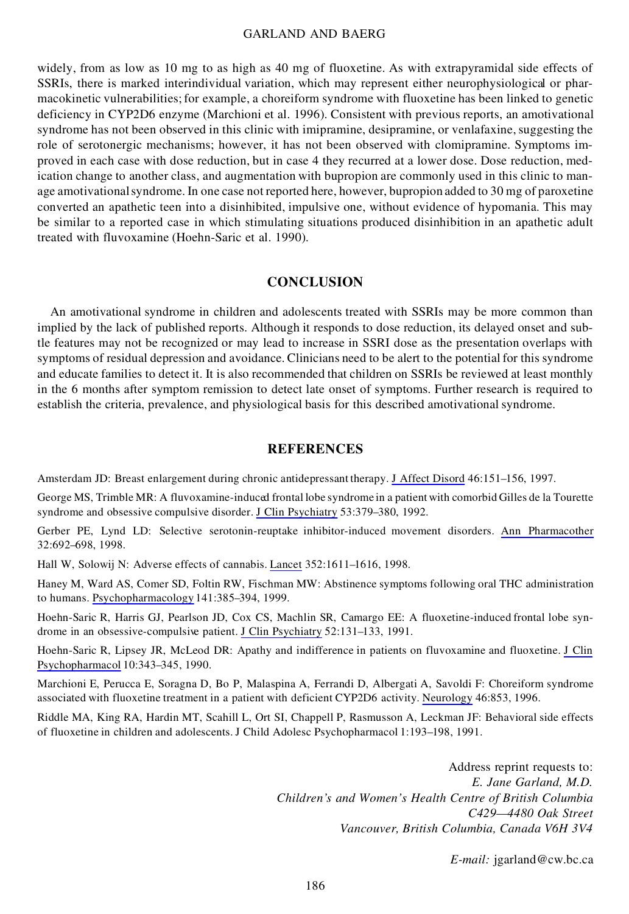widely, from as low as 10 mg to as high as 40 mg of fluoxetine. As with extrapyramidal side effects of SSRIs, there is marked interindividual variation, which may represent either neurophysiological or pharmacokinetic vulnerabilities; for example, a choreiform syndrome with fluoxetine has been linked to genetic deficiency in CYP2D6 enzyme (Marchioni et al. 1996). Consistent with previous reports, an amotivational syndrome has not been observed in this clinic with imipramine, desipramine, or venlafaxine, suggesting the role of serotonergic mechanisms; however, it has not been observed with clomipramine. Symptoms improved in each case with dose reduction, but in case 4 they recurred at a lower dose. Dose reduction, medication change to another class, and augmentation with bupropion are commonly used in this clinic to manage amotivational syndrome. In one case not reported here, however, bupropion added to 30 mg of paroxetine converted an apathetic teen into a disinhibited, impulsive one, without evidence of hypomania. This may be similar to a reported case in which stimulating situations produced disinhibition in an apathetic adult treated with fluvoxamine (Hoehn-Saric et al. 1990).

## CONCLUSION

An amotivational syndrome in children and adolescents treated with SSRIs may be more common than implied by the lack of published reports. Although it responds to dose reduction, its delayed onset and subtle features may not be recognized or may lead to increase in SSRI dose as the presentation overlaps with symptoms of residual depression and avoidance. Clinicians need to be alert to the potential for this syndrome and educate families to detect it. It is also recommended that children on SSRIs be reviewed at least monthly in the 6 months after symptom remission to detect late onset of symptoms. Further research is required to establish the criteria, prevalence, and physiological basis for this described amotivational syndrome.

## REFERENCES

Amsterdam JD: Breast enlargement during chronic antidepressant therapy. J Affect Disord 46:151–156, 1997.

George MS, Trimble MR: A fluvoxamine-induced frontal lobe syndrome in a patient with comorbid Gilles de la Tourette syndrome and obsessive compulsive disorder. J Clin Psychiatry 53:379–380, 1992.

Gerber PE, Lynd LD: Selective serotonin-reuptake inhibitor-induced movement disorders. Ann Pharmacother 32:692–698, 1998.

Hall W, Solowij N: Adverse effects of cannabis. Lancet 352:1611–1616, 1998.

Haney M, Ward AS, Comer SD, Foltin RW, Fischman MW: Abstinence symptoms following oral THC administration to humans. Psychopharmacology 141:385–394, 1999.

Hoehn-Saric R, Harris GJ, Pearlson JD, Cox CS, Machlin SR, Camargo EE: A fluoxetine-induced frontal lobe syndrome in an obsessive-compulsive patient. J Clin Psychiatry 52:131–133, 1991.

Hoehn-Saric R, Lipsey JR, McLeod DR: Apathy and indifference in patients on fluvoxamine and fluoxetine. J Clin Psychopharmacol 10:343–345, 1990.

Marchioni E, Perucca E, Soragna D, Bo P, Malaspina A, Ferrandi D, Albergati A, Savoldi F: Choreiform syndrome associated with fluoxetine treatment in a patient with deficient CYP2D6 activity. Neurology 46:853, 1996.

Riddle MA, King RA, Hardin MT, Scahill L, Ort SI, Chappell P, Rasmusson A, Leckman JF: Behavioral side effects of fluoxetine in children and adolescents. J Child Adolesc Psychopharmacol 1:193–198, 1991.

Address reprint requests to:
*E. Jane Garland, M.D.*
*Children's and Women's Health Centre of British Columbia*
*C429—4480 Oak Street*
*Vancouver, British Columbia, Canada V6H 3V4*

*E-mail:* jgarland@cw.bc.ca